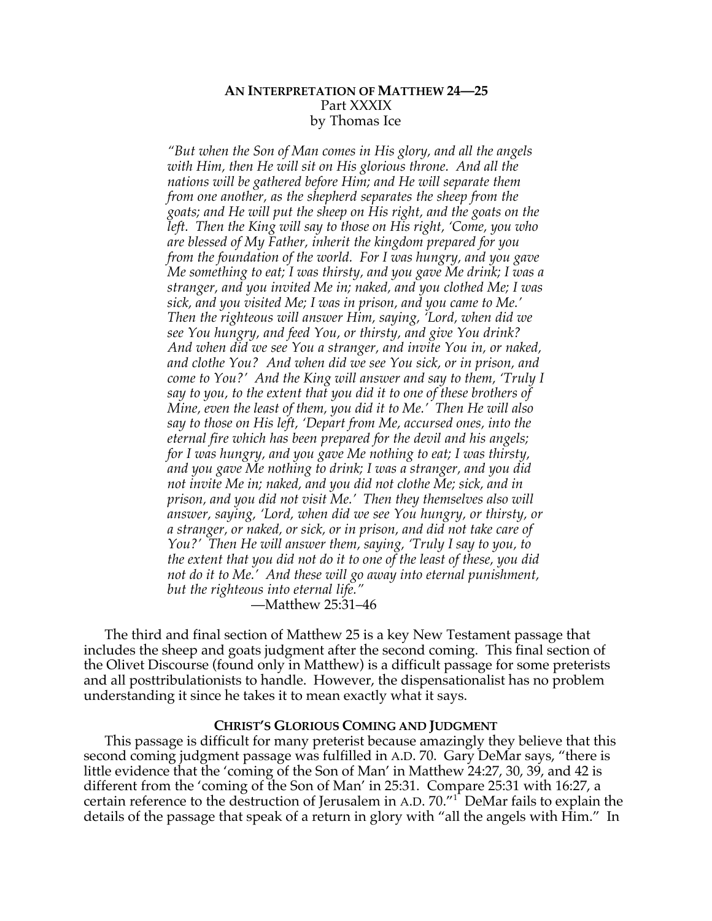**AN INTERPRETATION OF MATTHEW 24—25**
Part XXXIX
by Thomas Ice

> *"But when the Son of Man comes in His glory, and all the angels with Him, then He will sit on His glorious throne. And all the nations will be gathered before Him; and He will separate them from one another, as the shepherd separates the sheep from the goats; and He will put the sheep on His right, and the goats on the left. Then the King will say to those on His right, 'Come, you who are blessed of My Father, inherit the kingdom prepared for you from the foundation of the world. For I was hungry, and you gave Me something to eat; I was thirsty, and you gave Me drink; I was a stranger, and you invited Me in; naked, and you clothed Me; I was sick, and you visited Me; I was in prison, and you came to Me.' Then the righteous will answer Him, saying, 'Lord, when did we see You hungry, and feed You, or thirsty, and give You drink? And when did we see You a stranger, and invite You in, or naked, and clothe You? And when did we see You sick, or in prison, and come to You?' And the King will answer and say to them, 'Truly I say to you, to the extent that you did it to one of these brothers of Mine, even the least of them, you did it to Me.' Then He will also say to those on His left, 'Depart from Me, accursed ones, into the eternal fire which has been prepared for the devil and his angels; for I was hungry, and you gave Me nothing to eat; I was thirsty, and you gave Me nothing to drink; I was a stranger, and you did not invite Me in; naked, and you did not clothe Me; sick, and in prison, and you did not visit Me.' Then they themselves also will answer, saying, 'Lord, when did we see You hungry, or thirsty, or a stranger, or naked, or sick, or in prison, and did not take care of You?' Then He will answer them, saying, 'Truly I say to you, to the extent that you did not do it to one of the least of these, you did not do it to Me.' And these will go away into eternal punishment, but the righteous into eternal life."*
>
> —Matthew 25:31–46

The third and final section of Matthew 25 is a key New Testament passage that includes the sheep and goats judgment after the second coming. This final section of the Olivet Discourse (found only in Matthew) is a difficult passage for some preterists and all posttribulationists to handle. However, the dispensationalist has no problem understanding it since he takes it to mean exactly what it says.

**CHRIST'S GLORIOUS COMING AND JUDGMENT**

This passage is difficult for many preterist because amazingly they believe that this second coming judgment passage was fulfilled in A.D. 70. Gary DeMar says, "there is little evidence that the 'coming of the Son of Man' in Matthew 24:27, 30, 39, and 42 is different from the 'coming of the Son of Man' in 25:31. Compare 25:31 with 16:27, a certain reference to the destruction of Jerusalem in A.D. 70."[1] DeMar fails to explain the details of the passage that speak of a return in glory with "all the angels with Him." In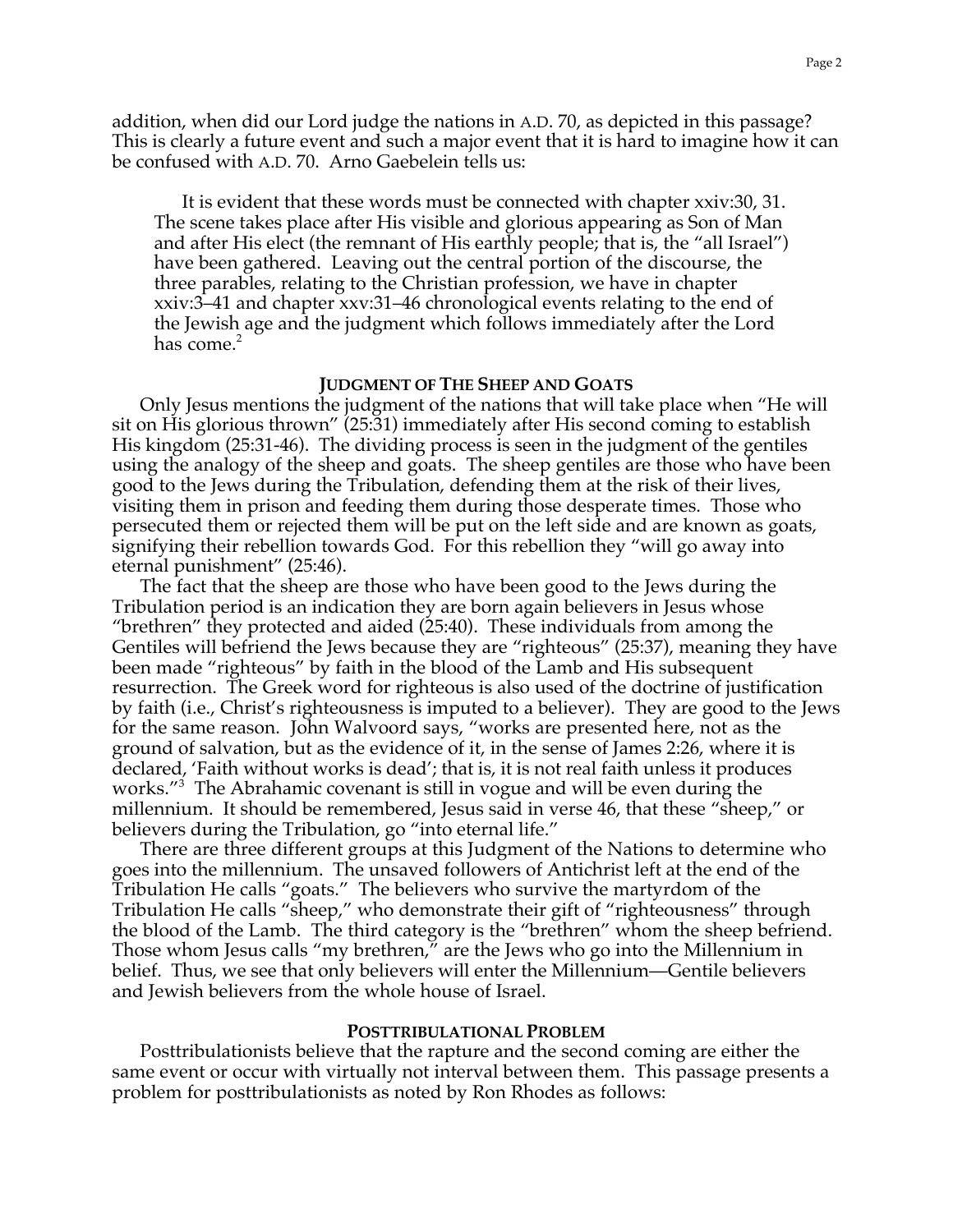addition, when did our Lord judge the nations in A.D. 70, as depicted in this passage? This is clearly a future event and such a major event that it is hard to imagine how it can be confused with A.D. 70. Arno Gaebelein tells us:

> It is evident that these words must be connected with chapter xxiv:30, 31. The scene takes place after His visible and glorious appearing as Son of Man and after His elect (the remnant of His earthly people; that is, the "all Israel") have been gathered. Leaving out the central portion of the discourse, the three parables, relating to the Christian profession, we have in chapter xxiv:3–41 and chapter xxv:31–46 chronological events relating to the end of the Jewish age and the judgment which follows immediately after the Lord has come.[2]

### JUDGMENT OF THE SHEEP AND GOATS

Only Jesus mentions the judgment of the nations that will take place when "He will sit on His glorious thrown" (25:31) immediately after His second coming to establish His kingdom (25:31-46). The dividing process is seen in the judgment of the gentiles using the analogy of the sheep and goats. The sheep gentiles are those who have been good to the Jews during the Tribulation, defending them at the risk of their lives, visiting them in prison and feeding them during those desperate times. Those who persecuted them or rejected them will be put on the left side and are known as goats, signifying their rebellion towards God. For this rebellion they "will go away into eternal punishment" (25:46).

The fact that the sheep are those who have been good to the Jews during the Tribulation period is an indication they are born again believers in Jesus whose "brethren" they protected and aided (25:40). These individuals from among the Gentiles will befriend the Jews because they are "righteous" (25:37), meaning they have been made "righteous" by faith in the blood of the Lamb and His subsequent resurrection. The Greek word for righteous is also used of the doctrine of justification by faith (i.e., Christ's righteousness is imputed to a believer). They are good to the Jews for the same reason. John Walvoord says, "works are presented here, not as the ground of salvation, but as the evidence of it, in the sense of James 2:26, where it is declared, 'Faith without works is dead'; that is, it is not real faith unless it produces works."[3] The Abrahamic covenant is still in vogue and will be even during the millennium. It should be remembered, Jesus said in verse 46, that these "sheep," or believers during the Tribulation, go "into eternal life."

There are three different groups at this Judgment of the Nations to determine who goes into the millennium. The unsaved followers of Antichrist left at the end of the Tribulation He calls "goats." The believers who survive the martyrdom of the Tribulation He calls "sheep," who demonstrate their gift of "righteousness" through the blood of the Lamb. The third category is the "brethren" whom the sheep befriend. Those whom Jesus calls "my brethren," are the Jews who go into the Millennium in belief. Thus, we see that only believers will enter the Millennium—Gentile believers and Jewish believers from the whole house of Israel.

### POSTTRIBULATIONAL PROBLEM

Posttribulationists believe that the rapture and the second coming are either the same event or occur with virtually not interval between them. This passage presents a problem for posttribulationists as noted by Ron Rhodes as follows: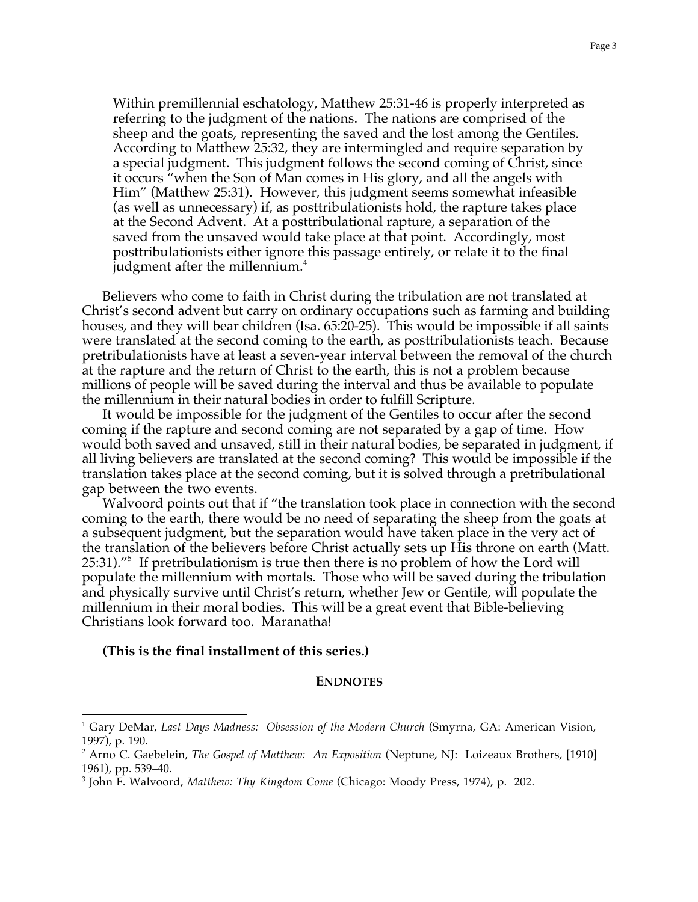> Within premillennial eschatology, Matthew 25:31-46 is properly interpreted as referring to the judgment of the nations. The nations are comprised of the sheep and the goats, representing the saved and the lost among the Gentiles. According to Matthew 25:32, they are intermingled and require separation by a special judgment. This judgment follows the second coming of Christ, since it occurs "when the Son of Man comes in His glory, and all the angels with Him" (Matthew 25:31). However, this judgment seems somewhat infeasible (as well as unnecessary) if, as posttribulationists hold, the rapture takes place at the Second Advent. At a posttribulational rapture, a separation of the saved from the unsaved would take place at that point. Accordingly, most posttribulationists either ignore this passage entirely, or relate it to the final judgment after the millennium.[4]

Believers who come to faith in Christ during the tribulation are not translated at Christ's second advent but carry on ordinary occupations such as farming and building houses, and they will bear children (Isa. 65:20-25). This would be impossible if all saints were translated at the second coming to the earth, as posttribulationists teach. Because pretribulationists have at least a seven-year interval between the removal of the church at the rapture and the return of Christ to the earth, this is not a problem because millions of people will be saved during the interval and thus be available to populate the millennium in their natural bodies in order to fulfill Scripture.

It would be impossible for the judgment of the Gentiles to occur after the second coming if the rapture and second coming are not separated by a gap of time. How would both saved and unsaved, still in their natural bodies, be separated in judgment, if all living believers are translated at the second coming? This would be impossible if the translation takes place at the second coming, but it is solved through a pretribulational gap between the two events.

Walvoord points out that if "the translation took place in connection with the second coming to the earth, there would be no need of separating the sheep from the goats at a subsequent judgment, but the separation would have taken place in the very act of the translation of the believers before Christ actually sets up His throne on earth (Matt. 25:31)."[5] If pretribulationism is true then there is no problem of how the Lord will populate the millennium with mortals. Those who will be saved during the tribulation and physically survive until Christ's return, whether Jew or Gentile, will populate the millennium in their moral bodies. This will be a great event that Bible-believing Christians look forward too. Maranatha!

**(This is the final installment of this series.)**

**ENDNOTES**

[1] Gary DeMar, *Last Days Madness: Obsession of the Modern Church* (Smyrna, GA: American Vision, 1997), p. 190.

[2] Arno C. Gaebelein, *The Gospel of Matthew: An Exposition* (Neptune, NJ: Loizeaux Brothers, [1910] 1961), pp. 539–40.

[3] John F. Walvoord, *Matthew: Thy Kingdom Come* (Chicago: Moody Press, 1974), p. 202.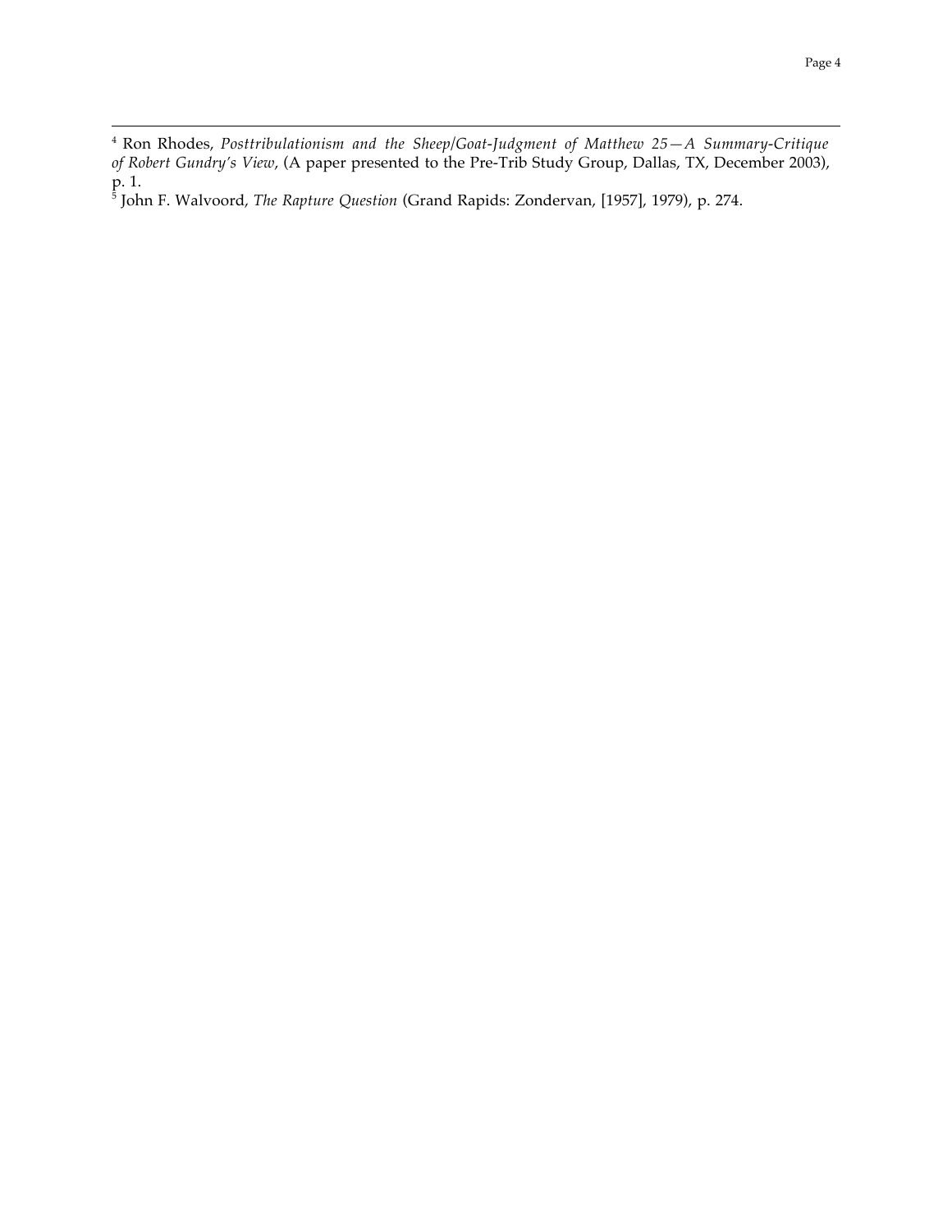[4] Ron Rhodes, *Posttribulationism and the Sheep/Goat-Judgment of Matthew 25—A Summary-Critique of Robert Gundry's View*, (A paper presented to the Pre-Trib Study Group, Dallas, TX, December 2003), p. 1.

[5] John F. Walvoord, *The Rapture Question* (Grand Rapids: Zondervan, [1957], 1979), p. 274.